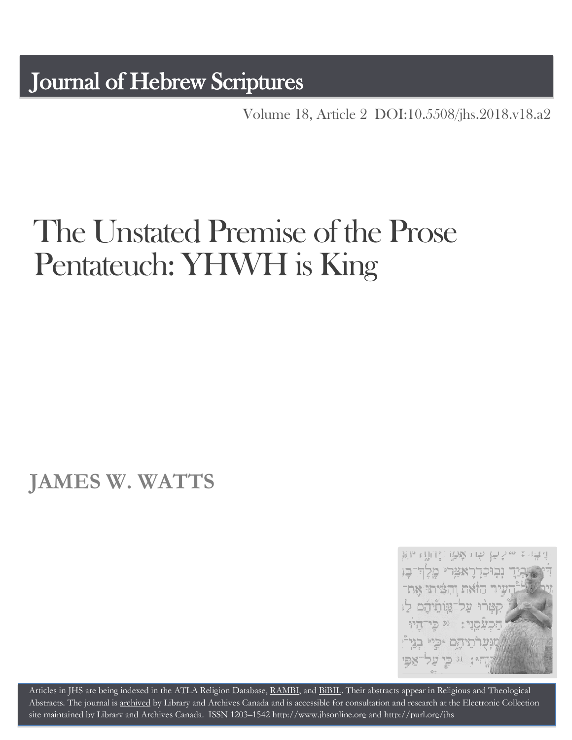# Journal of Hebrew Scriptures

Volume 18, Article 2 DOI:10.5508/jhs.2018.v18.a2

# The Unstated Premise of the Prose Pentateuch: YHWH is King

## JAMES W. WATTS

Articles in JHS are being indexed in the ATLA Religion Database, RAMBI, and BiBIL. Their abstracts appear in Religious and Theological Abstracts. The journal is archived by Library and Archives Canada and is accessible for consultation and research at the Electronic Collection site maintained by Library and Archives Canada. ISSN 1203–1542 http://www.jhsonline.org and http://purl.org/jhs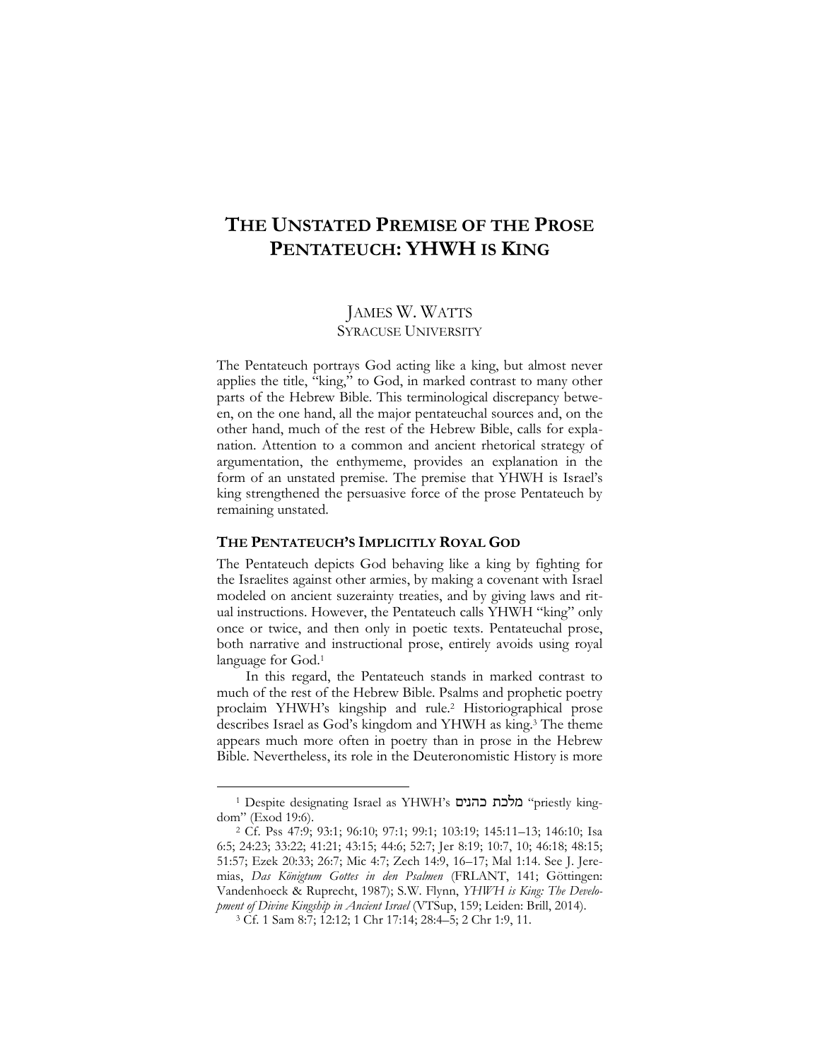# THE UNSTATED PREMISE OF THE PROSE PENTATEUCH: YHWH IS KING

JAMES W. WATTS
SYRACUSE UNIVERSITY

The Pentateuch portrays God acting like a king, but almost never applies the title, "king," to God, in marked contrast to many other parts of the Hebrew Bible. This terminological discrepancy between, on the one hand, all the major pentateuchal sources and, on the other hand, much of the rest of the Hebrew Bible, calls for explanation. Attention to a common and ancient rhetorical strategy of argumentation, the enthymeme, provides an explanation in the form of an unstated premise. The premise that YHWH is Israel's king strengthened the persuasive force of the prose Pentateuch by remaining unstated.

## THE PENTATEUCH'S IMPLICITLY ROYAL GOD

The Pentateuch depicts God behaving like a king by fighting for the Israelites against other armies, by making a covenant with Israel modeled on ancient suzerainty treaties, and by giving laws and ritual instructions. However, the Pentateuch calls YHWH "king" only once or twice, and then only in poetic texts. Pentateuchal prose, both narrative and instructional prose, entirely avoids using royal language for God.[1]

In this regard, the Pentateuch stands in marked contrast to much of the rest of the Hebrew Bible. Psalms and prophetic poetry proclaim YHWH's kingship and rule.[2] Historiographical prose describes Israel as God's kingdom and YHWH as king.[3] The theme appears much more often in poetry than in prose in the Hebrew Bible. Nevertheless, its role in the Deuteronomistic History is more

---

[1] Despite designating Israel as YHWH's מלכת כהנים "priestly kingdom" (Exod 19:6).

[2] Cf. Pss 47:9; 93:1; 96:10; 97:1; 99:1; 103:19; 145:11–13; 146:10; Isa 6:5; 24:23; 33:22; 41:21; 43:15; 44:6; 52:7; Jer 8:19; 10:7, 10; 46:18; 48:15; 51:57; Ezek 20:33; 26:7; Mic 4:7; Zech 14:9, 16–17; Mal 1:14. See J. Jeremias, *Das Königtum Gottes in den Psalmen* (FRLANT, 141; Göttingen: Vandenhoeck & Ruprecht, 1987); S.W. Flynn, *YHWH is King: The Development of Divine Kingship in Ancient Israel* (VTSup, 159; Leiden: Brill, 2014).

[3] Cf. 1 Sam 8:7; 12:12; 1 Chr 17:14; 28:4–5; 2 Chr 1:9, 11.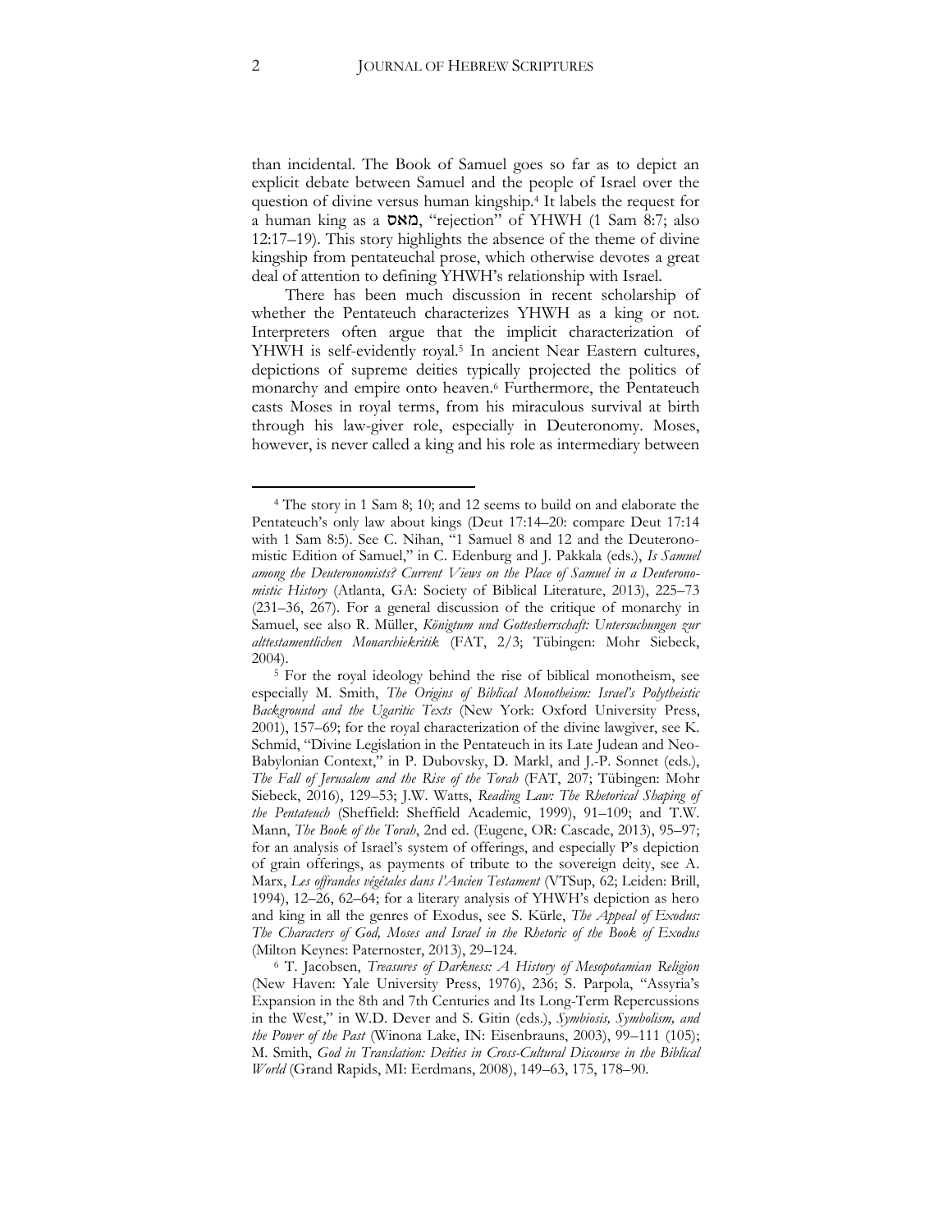than incidental. The Book of Samuel goes so far as to depict an explicit debate between Samuel and the people of Israel over the question of divine versus human kingship.[4] It labels the request for a human king as a מאס, "rejection" of YHWH (1 Sam 8:7; also 12:17–19). This story highlights the absence of the theme of divine kingship from pentateuchal prose, which otherwise devotes a great deal of attention to defining YHWH's relationship with Israel.

There has been much discussion in recent scholarship of whether the Pentateuch characterizes YHWH as a king or not. Interpreters often argue that the implicit characterization of YHWH is self-evidently royal.[5] In ancient Near Eastern cultures, depictions of supreme deities typically projected the politics of monarchy and empire onto heaven.[6] Furthermore, the Pentateuch casts Moses in royal terms, from his miraculous survival at birth through his law-giver role, especially in Deuteronomy. Moses, however, is never called a king and his role as intermediary between

---

[4] The story in 1 Sam 8; 10; and 12 seems to build on and elaborate the Pentateuch's only law about kings (Deut 17:14–20: compare Deut 17:14 with 1 Sam 8:5). See C. Nihan, "1 Samuel 8 and 12 and the Deuteronomistic Edition of Samuel," in C. Edenburg and J. Pakkala (eds.), *Is Samuel among the Deuteronomists? Current Views on the Place of Samuel in a Deuteronomistic History* (Atlanta, GA: Society of Biblical Literature, 2013), 225–73 (231–36, 267). For a general discussion of the critique of monarchy in Samuel, see also R. Müller, *Königtum und Gottesherrschaft: Untersuchungen zur alttestamentlichen Monarchiekritik* (FAT, 2/3; Tübingen: Mohr Siebeck, 2004).

[5] For the royal ideology behind the rise of biblical monotheism, see especially M. Smith, *The Origins of Biblical Monotheism: Israel's Polytheistic Background and the Ugaritic Texts* (New York: Oxford University Press, 2001), 157–69; for the royal characterization of the divine lawgiver, see K. Schmid, "Divine Legislation in the Pentateuch in its Late Judean and Neo-Babylonian Context," in P. Dubovsky, D. Markl, and J.-P. Sonnet (eds.), *The Fall of Jerusalem and the Rise of the Torah* (FAT, 207; Tübingen: Mohr Siebeck, 2016), 129–53; J.W. Watts, *Reading Law: The Rhetorical Shaping of the Pentateuch* (Sheffield: Sheffield Academic, 1999), 91–109; and T.W. Mann, *The Book of the Torah*, 2nd ed. (Eugene, OR: Cascade, 2013), 95–97; for an analysis of Israel's system of offerings, and especially P's depiction of grain offerings, as payments of tribute to the sovereign deity, see A. Marx, *Les offrandes végétales dans l'Ancien Testament* (VTSup, 62; Leiden: Brill, 1994), 12–26, 62–64; for a literary analysis of YHWH's depiction as hero and king in all the genres of Exodus, see S. Kürle, *The Appeal of Exodus: The Characters of God, Moses and Israel in the Rhetoric of the Book of Exodus* (Milton Keynes: Paternoster, 2013), 29–124.

[6] T. Jacobsen, *Treasures of Darkness: A History of Mesopotamian Religion* (New Haven: Yale University Press, 1976), 236; S. Parpola, "Assyria's Expansion in the 8th and 7th Centuries and Its Long-Term Repercussions in the West," in W.D. Dever and S. Gitin (eds.), *Symbiosis, Symbolism, and the Power of the Past* (Winona Lake, IN: Eisenbrauns, 2003), 99–111 (105); M. Smith, *God in Translation: Deities in Cross-Cultural Discourse in the Biblical World* (Grand Rapids, MI: Eerdmans, 2008), 149–63, 175, 178–90.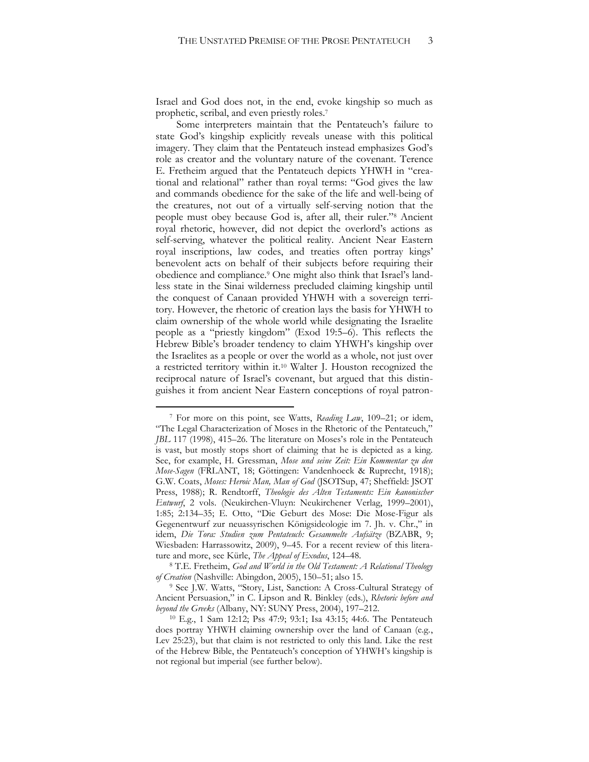Israel and God does not, in the end, evoke kingship so much as prophetic, scribal, and even priestly roles.[7]

Some interpreters maintain that the Pentateuch's failure to state God's kingship explicitly reveals unease with this political imagery. They claim that the Pentateuch instead emphasizes God's role as creator and the voluntary nature of the covenant. Terence E. Fretheim argued that the Pentateuch depicts YHWH in "creational and relational" rather than royal terms: "God gives the law and commands obedience for the sake of the life and well-being of the creatures, not out of a virtually self-serving notion that the people must obey because God is, after all, their ruler."[8] Ancient royal rhetoric, however, did not depict the overlord's actions as self-serving, whatever the political reality. Ancient Near Eastern royal inscriptions, law codes, and treaties often portray kings' benevolent acts on behalf of their subjects before requiring their obedience and compliance.[9] One might also think that Israel's landless state in the Sinai wilderness precluded claiming kingship until the conquest of Canaan provided YHWH with a sovereign territory. However, the rhetoric of creation lays the basis for YHWH to claim ownership of the whole world while designating the Israelite people as a "priestly kingdom" (Exod 19:5–6). This reflects the Hebrew Bible's broader tendency to claim YHWH's kingship over the Israelites as a people or over the world as a whole, not just over a restricted territory within it.[10] Walter J. Houston recognized the reciprocal nature of Israel's covenant, but argued that this distinguishes it from ancient Near Eastern conceptions of royal patron-

---

[7] For more on this point, see Watts, *Reading Law*, 109–21; or idem, "The Legal Characterization of Moses in the Rhetoric of the Pentateuch," *JBL* 117 (1998), 415–26. The literature on Moses's role in the Pentateuch is vast, but mostly stops short of claiming that he is depicted as a king. See, for example, H. Gressman, *Mose und seine Zeit: Ein Kommentar zu den Mose-Sagen* (FRLANT, 18; Göttingen: Vandenhoeck & Ruprecht, 1918); G.W. Coats, *Moses: Heroic Man, Man of God* (JSOTSup, 47; Sheffield: JSOT Press, 1988); R. Rendtorff, *Theologie des Alten Testaments: Ein kanonischer Entwurf*, 2 vols. (Neukirchen-Vluyn: Neukirchener Verlag, 1999–2001), 1:85; 2:134–35; E. Otto, "Die Geburt des Mose: Die Mose-Figur als Gegenentwurf zur neuassyrischen Königsideologie im 7. Jh. v. Chr.," in idem, *Die Tora: Studien zum Pentateuch: Gesammelte Aufsätze* (BZABR, 9; Wiesbaden: Harrassowitz, 2009), 9–45. For a recent review of this literature and more, see Kürle, *The Appeal of Exodus*, 124–48.

[8] T.E. Fretheim, *God and World in the Old Testament: A Relational Theology of Creation* (Nashville: Abingdon, 2005), 150–51; also 15.

[9] See J.W. Watts, "Story, List, Sanction: A Cross-Cultural Strategy of Ancient Persuasion," in C. Lipson and R. Binkley (eds.), *Rhetoric before and beyond the Greeks* (Albany, NY: SUNY Press, 2004), 197–212.

[10] E.g., 1 Sam 12:12; Pss 47:9; 93:1; Isa 43:15; 44:6. The Pentateuch does portray YHWH claiming ownership over the land of Canaan (e.g., Lev 25:23), but that claim is not restricted to only this land. Like the rest of the Hebrew Bible, the Pentateuch's conception of YHWH's kingship is not regional but imperial (see further below).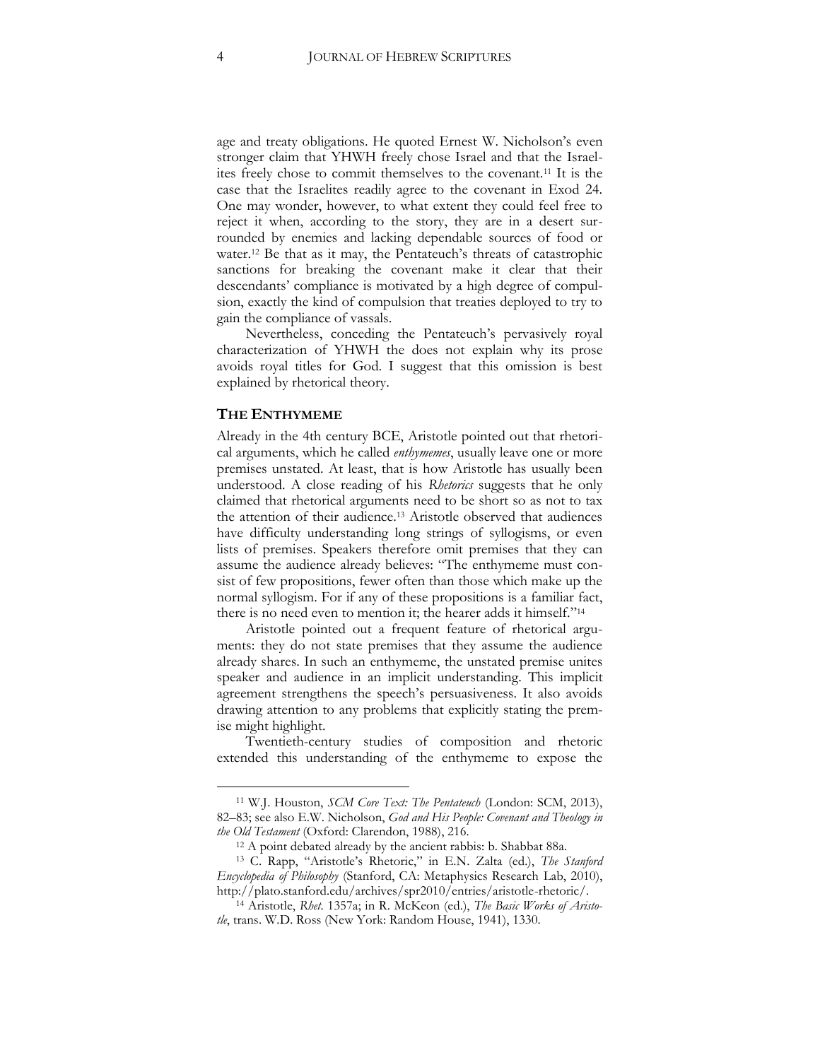age and treaty obligations. He quoted Ernest W. Nicholson's even stronger claim that YHWH freely chose Israel and that the Israelites freely chose to commit themselves to the covenant.[11] It is the case that the Israelites readily agree to the covenant in Exod 24. One may wonder, however, to what extent they could feel free to reject it when, according to the story, they are in a desert surrounded by enemies and lacking dependable sources of food or water.[12] Be that as it may, the Pentateuch's threats of catastrophic sanctions for breaking the covenant make it clear that their descendants' compliance is motivated by a high degree of compulsion, exactly the kind of compulsion that treaties deployed to try to gain the compliance of vassals.

Nevertheless, conceding the Pentateuch's pervasively royal characterization of YHWH the does not explain why its prose avoids royal titles for God. I suggest that this omission is best explained by rhetorical theory.

## The Enthymeme

Already in the 4th century BCE, Aristotle pointed out that rhetorical arguments, which he called *enthymemes*, usually leave one or more premises unstated. At least, that is how Aristotle has usually been understood. A close reading of his *Rhetorics* suggests that he only claimed that rhetorical arguments need to be short so as not to tax the attention of their audience.[13] Aristotle observed that audiences have difficulty understanding long strings of syllogisms, or even lists of premises. Speakers therefore omit premises that they can assume the audience already believes: "The enthymeme must consist of few propositions, fewer often than those which make up the normal syllogism. For if any of these propositions is a familiar fact, there is no need even to mention it; the hearer adds it himself."[14]

Aristotle pointed out a frequent feature of rhetorical arguments: they do not state premises that they assume the audience already shares. In such an enthymeme, the unstated premise unites speaker and audience in an implicit understanding. This implicit agreement strengthens the speech's persuasiveness. It also avoids drawing attention to any problems that explicitly stating the premise might highlight.

Twentieth-century studies of composition and rhetoric extended this understanding of the enthymeme to expose the

---

[11] W.J. Houston, *SCM Core Text: The Pentateuch* (London: SCM, 2013), 82–83; see also E.W. Nicholson, *God and His People: Covenant and Theology in the Old Testament* (Oxford: Clarendon, 1988), 216.

[12] A point debated already by the ancient rabbis: b. Shabbat 88a.

[13] C. Rapp, "Aristotle's Rhetoric," in E.N. Zalta (ed.), *The Stanford Encyclopedia of Philosophy* (Stanford, CA: Metaphysics Research Lab, 2010), http://plato.stanford.edu/archives/spr2010/entries/aristotle-rhetoric/.

[14] Aristotle, *Rhet*. 1357a; in R. McKeon (ed.), *The Basic Works of Aristotle*, trans. W.D. Ross (New York: Random House, 1941), 1330.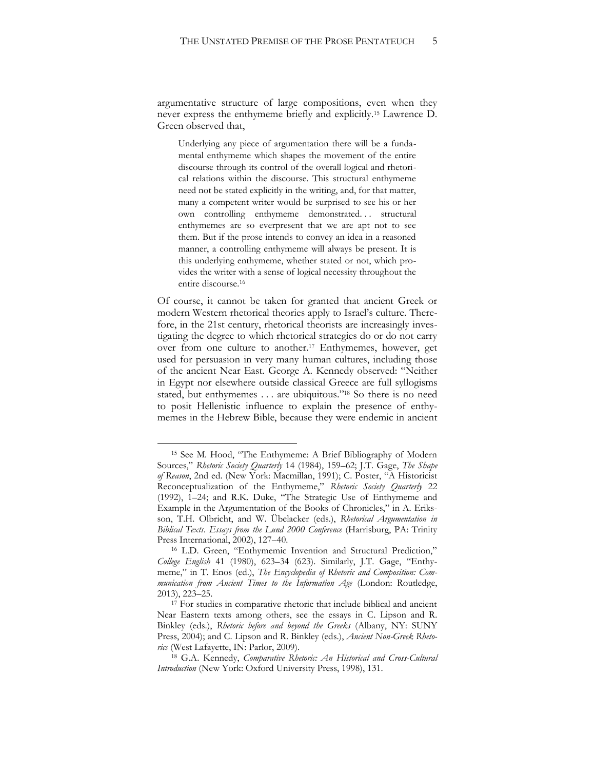argumentative structure of large compositions, even when they never express the enthymeme briefly and explicitly.[15] Lawrence D. Green observed that,

> Underlying any piece of argumentation there will be a fundamental enthymeme which shapes the movement of the entire discourse through its control of the overall logical and rhetorical relations within the discourse. This structural enthymeme need not be stated explicitly in the writing, and, for that matter, many a competent writer would be surprised to see his or her own controlling enthymeme demonstrated. . . structural enthymemes are so everpresent that we are apt not to see them. But if the prose intends to convey an idea in a reasoned manner, a controlling enthymeme will always be present. It is this underlying enthymeme, whether stated or not, which provides the writer with a sense of logical necessity throughout the entire discourse.[16]

Of course, it cannot be taken for granted that ancient Greek or modern Western rhetorical theories apply to Israel's culture. Therefore, in the 21st century, rhetorical theorists are increasingly investigating the degree to which rhetorical strategies do or do not carry over from one culture to another.[17] Enthymemes, however, get used for persuasion in very many human cultures, including those of the ancient Near East. George A. Kennedy observed: "Neither in Egypt nor elsewhere outside classical Greece are full syllogisms stated, but enthymemes . . . are ubiquitous."[18] So there is no need to posit Hellenistic influence to explain the presence of enthymemes in the Hebrew Bible, because they were endemic in ancient

---

[15] See M. Hood, "The Enthymeme: A Brief Bibliography of Modern Sources," *Rhetoric Society Quarterly* 14 (1984), 159–62; J.T. Gage, *The Shape of Reason*, 2nd ed. (New York: Macmillan, 1991); C. Poster, "A Historicist Reconceptualization of the Enthymeme," *Rhetoric Society Quarterly* 22 (1992), 1–24; and R.K. Duke, "The Strategic Use of Enthymeme and Example in the Argumentation of the Books of Chronicles," in A. Eriksson, T.H. Olbricht, and W. Übelacker (eds.), *Rhetorical Argumentation in Biblical Texts. Essays from the Lund 2000 Conference* (Harrisburg, PA: Trinity Press International, 2002), 127–40.

[16] L.D. Green, "Enthymemic Invention and Structural Prediction," *College English* 41 (1980), 623–34 (623). Similarly, J.T. Gage, "Enthymeme," in T. Enos (ed.), *The Encyclopedia of Rhetoric and Composition: Communication from Ancient Times to the Information Age* (London: Routledge, 2013), 223–25.

[17] For studies in comparative rhetoric that include biblical and ancient Near Eastern texts among others, see the essays in C. Lipson and R. Binkley (eds.), *Rhetoric before and beyond the Greeks* (Albany, NY: SUNY Press, 2004); and C. Lipson and R. Binkley (eds.), *Ancient Non-Greek Rhetorics* (West Lafayette, IN: Parlor, 2009).

[18] G.A. Kennedy, *Comparative Rhetoric: An Historical and Cross-Cultural Introduction* (New York: Oxford University Press, 1998), 131.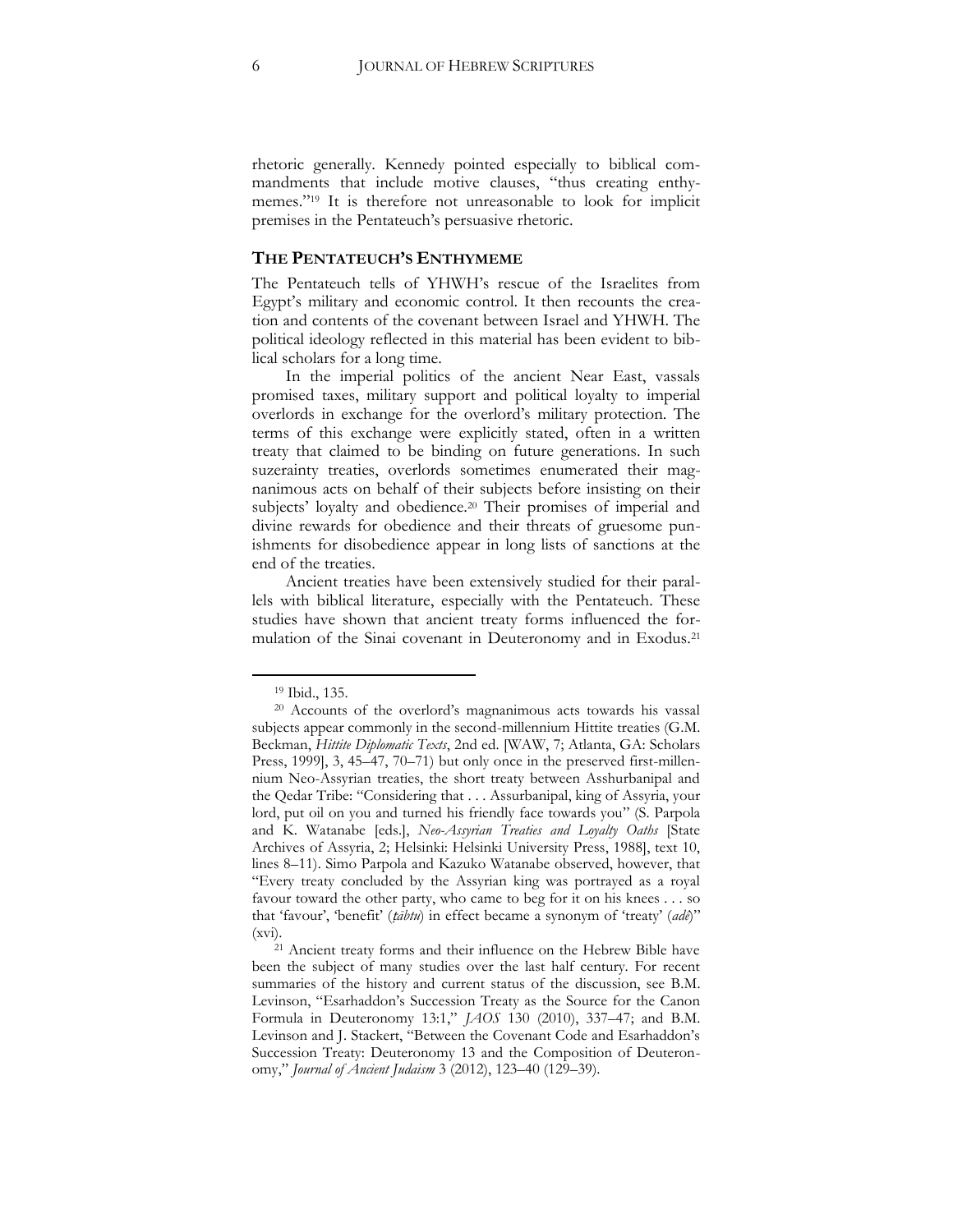rhetoric generally. Kennedy pointed especially to biblical commandments that include motive clauses, "thus creating enthymemes."[19] It is therefore not unreasonable to look for implicit premises in the Pentateuch's persuasive rhetoric.

## THE PENTATEUCH'S ENTHYMEME

The Pentateuch tells of YHWH's rescue of the Israelites from Egypt's military and economic control. It then recounts the creation and contents of the covenant between Israel and YHWH. The political ideology reflected in this material has been evident to biblical scholars for a long time.

In the imperial politics of the ancient Near East, vassals promised taxes, military support and political loyalty to imperial overlords in exchange for the overlord's military protection. The terms of this exchange were explicitly stated, often in a written treaty that claimed to be binding on future generations. In such suzerainty treaties, overlords sometimes enumerated their magnanimous acts on behalf of their subjects before insisting on their subjects' loyalty and obedience.[20] Their promises of imperial and divine rewards for obedience and their threats of gruesome punishments for disobedience appear in long lists of sanctions at the end of the treaties.

Ancient treaties have been extensively studied for their parallels with biblical literature, especially with the Pentateuch. These studies have shown that ancient treaty forms influenced the formulation of the Sinai covenant in Deuteronomy and in Exodus.[21]

---

[19] Ibid., 135.

[20] Accounts of the overlord's magnanimous acts towards his vassal subjects appear commonly in the second-millennium Hittite treaties (G.M. Beckman, *Hittite Diplomatic Texts*, 2nd ed. [WAW, 7; Atlanta, GA: Scholars Press, 1999], 3, 45–47, 70–71) but only once in the preserved first-millennium Neo-Assyrian treaties, the short treaty between Asshurbanipal and the Qedar Tribe: "Considering that . . . Assurbanipal, king of Assyria, your lord, put oil on you and turned his friendly face towards you" (S. Parpola and K. Watanabe [eds.], *Neo-Assyrian Treaties and Loyalty Oaths* [State Archives of Assyria, 2; Helsinki: Helsinki University Press, 1988], text 10, lines 8–11). Simo Parpola and Kazuko Watanabe observed, however, that "Every treaty concluded by the Assyrian king was portrayed as a royal favour toward the other party, who came to beg for it on his knees . . . so that 'favour', 'benefit' (*ṭābtu*) in effect became a synonym of 'treaty' (*adê*)" (xvi).

[21] Ancient treaty forms and their influence on the Hebrew Bible have been the subject of many studies over the last half century. For recent summaries of the history and current status of the discussion, see B.M. Levinson, "Esarhaddon's Succession Treaty as the Source for the Canon Formula in Deuteronomy 13:1," *JAOS* 130 (2010), 337–47; and B.M. Levinson and J. Stackert, "Between the Covenant Code and Esarhaddon's Succession Treaty: Deuteronomy 13 and the Composition of Deuteronomy," *Journal of Ancient Judaism* 3 (2012), 123–40 (129–39).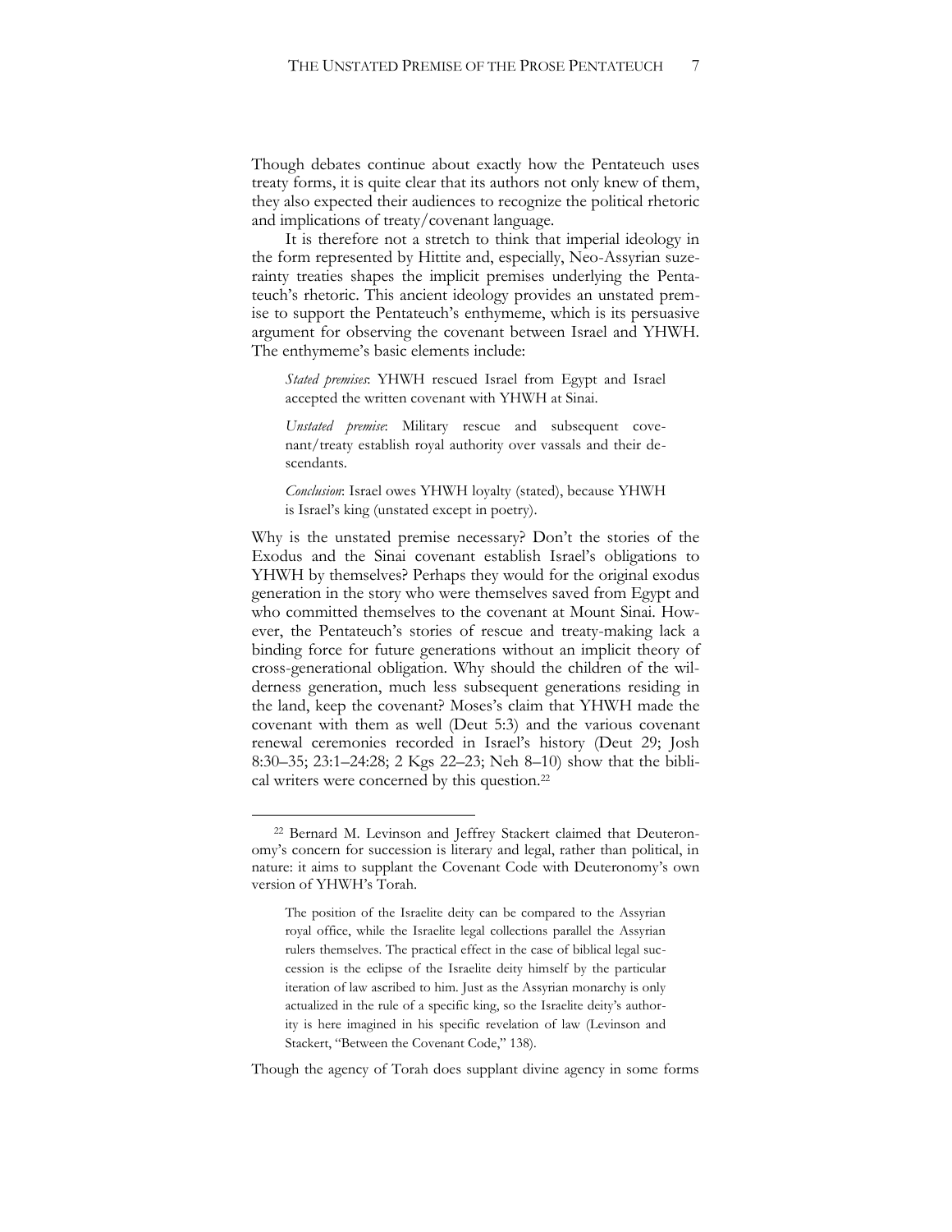Though debates continue about exactly how the Pentateuch uses treaty forms, it is quite clear that its authors not only knew of them, they also expected their audiences to recognize the political rhetoric and implications of treaty/covenant language.

It is therefore not a stretch to think that imperial ideology in the form represented by Hittite and, especially, Neo-Assyrian suzerainty treaties shapes the implicit premises underlying the Pentateuch's rhetoric. This ancient ideology provides an unstated premise to support the Pentateuch's enthymeme, which is its persuasive argument for observing the covenant between Israel and YHWH. The enthymeme's basic elements include:

> *Stated premises*: YHWH rescued Israel from Egypt and Israel accepted the written covenant with YHWH at Sinai.
>
> *Unstated premise*: Military rescue and subsequent covenant/treaty establish royal authority over vassals and their descendants.
>
> *Conclusion*: Israel owes YHWH loyalty (stated), because YHWH is Israel's king (unstated except in poetry).

Why is the unstated premise necessary? Don't the stories of the Exodus and the Sinai covenant establish Israel's obligations to YHWH by themselves? Perhaps they would for the original exodus generation in the story who were themselves saved from Egypt and who committed themselves to the covenant at Mount Sinai. However, the Pentateuch's stories of rescue and treaty-making lack a binding force for future generations without an implicit theory of cross-generational obligation. Why should the children of the wilderness generation, much less subsequent generations residing in the land, keep the covenant? Moses's claim that YHWH made the covenant with them as well (Deut 5:3) and the various covenant renewal ceremonies recorded in Israel's history (Deut 29; Josh 8:30–35; 23:1–24:28; 2 Kgs 22–23; Neh 8–10) show that the biblical writers were concerned by this question.[22]

---

[22] Bernard M. Levinson and Jeffrey Stackert claimed that Deuteronomy's concern for succession is literary and legal, rather than political, in nature: it aims to supplant the Covenant Code with Deuteronomy's own version of YHWH's Torah.

> The position of the Israelite deity can be compared to the Assyrian royal office, while the Israelite legal collections parallel the Assyrian rulers themselves. The practical effect in the case of biblical legal succession is the eclipse of the Israelite deity himself by the particular iteration of law ascribed to him. Just as the Assyrian monarchy is only actualized in the rule of a specific king, so the Israelite deity's authority is here imagined in his specific revelation of law (Levinson and Stackert, "Between the Covenant Code," 138).

Though the agency of Torah does supplant divine agency in some forms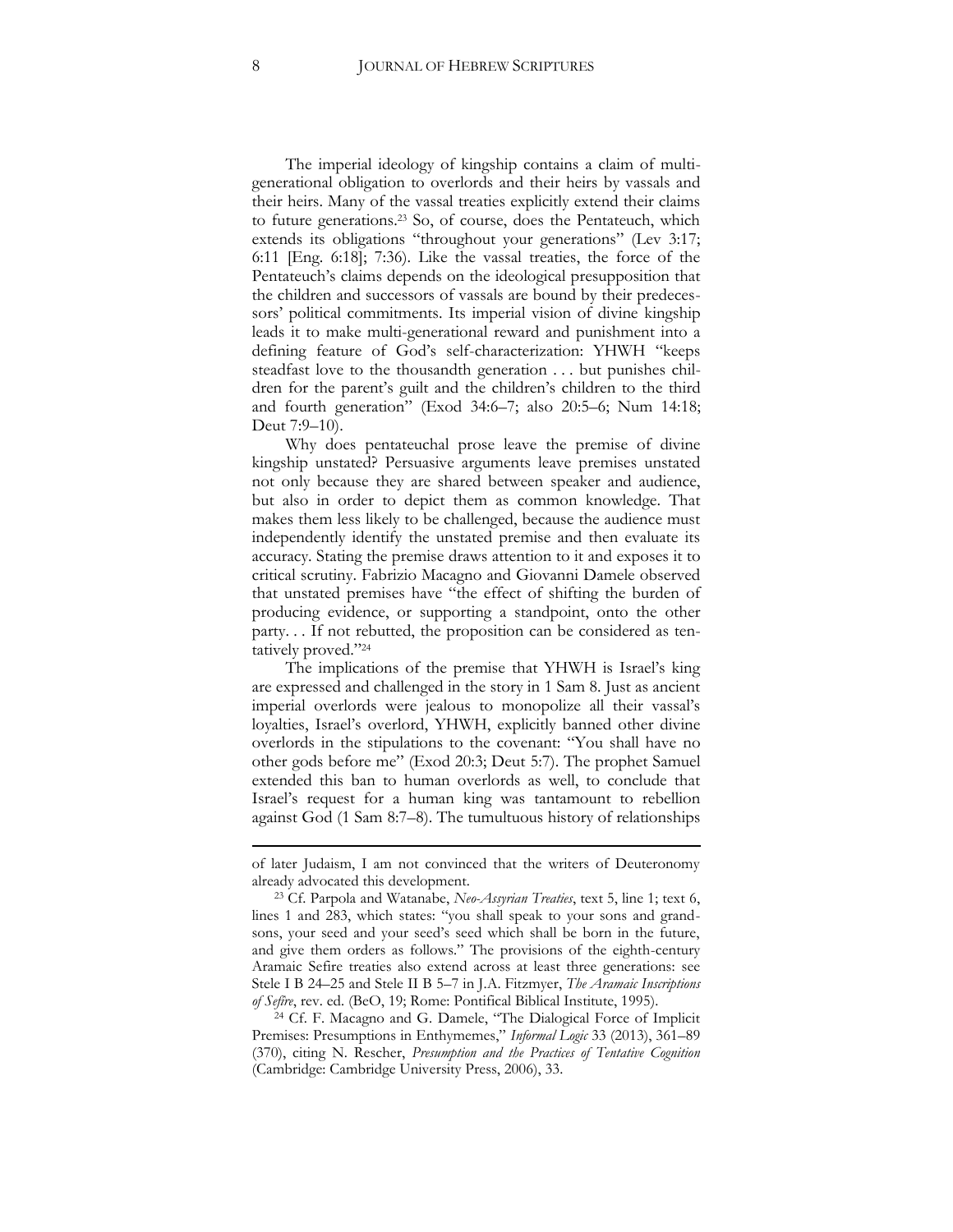The imperial ideology of kingship contains a claim of multi-generational obligation to overlords and their heirs by vassals and their heirs. Many of the vassal treaties explicitly extend their claims to future generations.[23] So, of course, does the Pentateuch, which extends its obligations "throughout your generations" (Lev 3:17; 6:11 [Eng. 6:18]; 7:36). Like the vassal treaties, the force of the Pentateuch's claims depends on the ideological presupposition that the children and successors of vassals are bound by their predecessors' political commitments. Its imperial vision of divine kingship leads it to make multi-generational reward and punishment into a defining feature of God's self-characterization: YHWH "keeps steadfast love to the thousandth generation . . . but punishes children for the parent's guilt and the children's children to the third and fourth generation" (Exod 34:6–7; also 20:5–6; Num 14:18; Deut 7:9–10).

Why does pentateuchal prose leave the premise of divine kingship unstated? Persuasive arguments leave premises unstated not only because they are shared between speaker and audience, but also in order to depict them as common knowledge. That makes them less likely to be challenged, because the audience must independently identify the unstated premise and then evaluate its accuracy. Stating the premise draws attention to it and exposes it to critical scrutiny. Fabrizio Macagno and Giovanni Damele observed that unstated premises have "the effect of shifting the burden of producing evidence, or supporting a standpoint, onto the other party. . . If not rebutted, the proposition can be considered as tentatively proved."[24]

The implications of the premise that YHWH is Israel's king are expressed and challenged in the story in 1 Sam 8. Just as ancient imperial overlords were jealous to monopolize all their vassal's loyalties, Israel's overlord, YHWH, explicitly banned other divine overlords in the stipulations to the covenant: "You shall have no other gods before me" (Exod 20:3; Deut 5:7). The prophet Samuel extended this ban to human overlords as well, to conclude that Israel's request for a human king was tantamount to rebellion against God (1 Sam 8:7–8). The tumultuous history of relationships

---

of later Judaism, I am not convinced that the writers of Deuteronomy already advocated this development.

[23] Cf. Parpola and Watanabe, *Neo-Assyrian Treaties*, text 5, line 1; text 6, lines 1 and 283, which states: "you shall speak to your sons and grandsons, your seed and your seed's seed which shall be born in the future, and give them orders as follows." The provisions of the eighth-century Aramaic Sefire treaties also extend across at least three generations: see Stele I B 24–25 and Stele II B 5–7 in J.A. Fitzmyer, *The Aramaic Inscriptions of Sefîre*, rev. ed. (BeO, 19; Rome: Pontifical Biblical Institute, 1995).

[24] Cf. F. Macagno and G. Damele, "The Dialogical Force of Implicit Premises: Presumptions in Enthymemes," *Informal Logic* 33 (2013), 361–89 (370), citing N. Rescher, *Presumption and the Practices of Tentative Cognition* (Cambridge: Cambridge University Press, 2006), 33.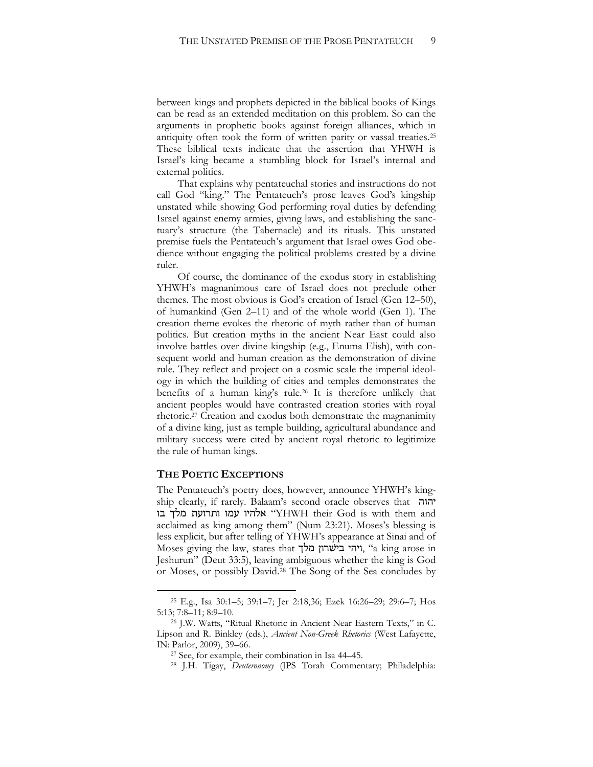between kings and prophets depicted in the biblical books of Kings can be read as an extended meditation on this problem. So can the arguments in prophetic books against foreign alliances, which in antiquity often took the form of written parity or vassal treaties.[25] These biblical texts indicate that the assertion that YHWH is Israel's king became a stumbling block for Israel's internal and external politics.

That explains why pentateuchal stories and instructions do not call God "king." The Pentateuch's prose leaves God's kingship unstated while showing God performing royal duties by defending Israel against enemy armies, giving laws, and establishing the sanctuary's structure (the Tabernacle) and its rituals. This unstated premise fuels the Pentateuch's argument that Israel owes God obedience without engaging the political problems created by a divine ruler.

Of course, the dominance of the exodus story in establishing YHWH's magnanimous care of Israel does not preclude other themes. The most obvious is God's creation of Israel (Gen 12–50), of humankind (Gen 2–11) and of the whole world (Gen 1). The creation theme evokes the rhetoric of myth rather than of human politics. But creation myths in the ancient Near East could also involve battles over divine kingship (e.g., Enuma Elish), with consequent world and human creation as the demonstration of divine rule. They reflect and project on a cosmic scale the imperial ideology in which the building of cities and temples demonstrates the benefits of a human king's rule.[26] It is therefore unlikely that ancient peoples would have contrasted creation stories with royal rhetoric.[27] Creation and exodus both demonstrate the magnanimity of a divine king, just as temple building, agricultural abundance and military success were cited by ancient royal rhetoric to legitimize the rule of human kings.

## The Poetic Exceptions

The Pentateuch's poetry does, however, announce YHWH's kingship clearly, if rarely. Balaam's second oracle observes that יהוה אלהיו עמו ותרועת מלך בו "YHWH their God is with them and acclaimed as king among them" (Num 23:21). Moses's blessing is less explicit, but after telling of YHWH's appearance at Sinai and of Moses giving the law, states that ויהי בישרון מלך, "a king arose in Jeshurun" (Deut 33:5), leaving ambiguous whether the king is God or Moses, or possibly David.[28] The Song of the Sea concludes by

---

[25] E.g., Isa 30:1–5; 39:1–7; Jer 2:18,36; Ezek 16:26–29; 29:6–7; Hos 5:13; 7:8–11; 8:9–10.

[26] J.W. Watts, "Ritual Rhetoric in Ancient Near Eastern Texts," in C. Lipson and R. Binkley (eds.), *Ancient Non-Greek Rhetorics* (West Lafayette, IN: Parlor, 2009), 39–66.

[27] See, for example, their combination in Isa 44–45.

[28] J.H. Tigay, *Deuteronomy* (JPS Torah Commentary; Philadelphia: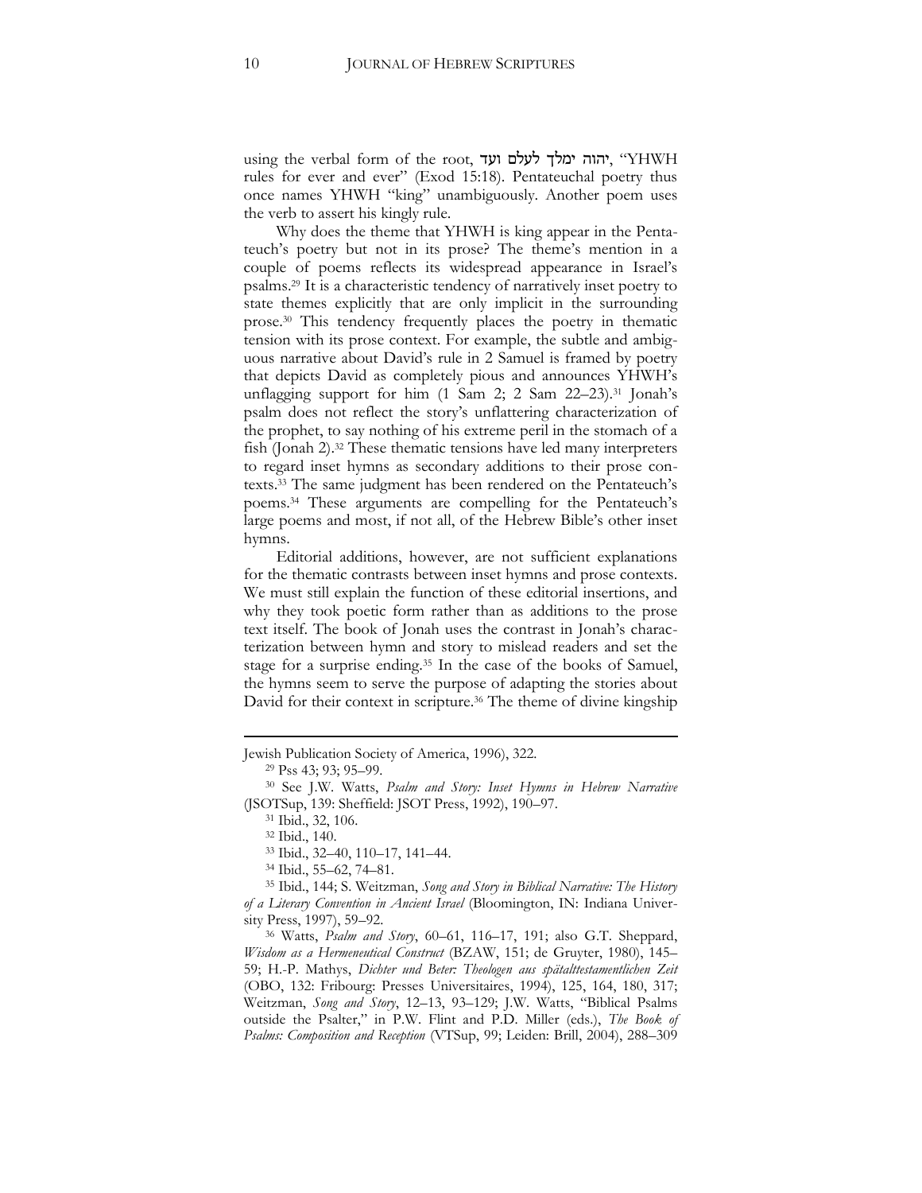using the verbal form of the root, יהוה ימלך לעלם ועד, "YHWH rules for ever and ever" (Exod 15:18). Pentateuchal poetry thus once names YHWH "king" unambiguously. Another poem uses the verb to assert his kingly rule.

Why does the theme that YHWH is king appear in the Pentateuch's poetry but not in its prose? The theme's mention in a couple of poems reflects its widespread appearance in Israel's psalms.[29] It is a characteristic tendency of narratively inset poetry to state themes explicitly that are only implicit in the surrounding prose.[30] This tendency frequently places the poetry in thematic tension with its prose context. For example, the subtle and ambiguous narrative about David's rule in 2 Samuel is framed by poetry that depicts David as completely pious and announces YHWH's unflagging support for him (1 Sam 2; 2 Sam 22–23).[31] Jonah's psalm does not reflect the story's unflattering characterization of the prophet, to say nothing of his extreme peril in the stomach of a fish (Jonah 2).[32] These thematic tensions have led many interpreters to regard inset hymns as secondary additions to their prose contexts.[33] The same judgment has been rendered on the Pentateuch's poems.[34] These arguments are compelling for the Pentateuch's large poems and most, if not all, of the Hebrew Bible's other inset hymns.

Editorial additions, however, are not sufficient explanations for the thematic contrasts between inset hymns and prose contexts. We must still explain the function of these editorial insertions, and why they took poetic form rather than as additions to the prose text itself. The book of Jonah uses the contrast in Jonah's characterization between hymn and story to mislead readers and set the stage for a surprise ending.[35] In the case of the books of Samuel, the hymns seem to serve the purpose of adapting the stories about David for their context in scripture.[36] The theme of divine kingship

---

Jewish Publication Society of America, 1996), 322.

[29] Pss 43; 93; 95–99.

[30] See J.W. Watts, *Psalm and Story: Inset Hymns in Hebrew Narrative* (JSOTSup, 139: Sheffield: JSOT Press, 1992), 190–97.

[31] Ibid., 32, 106.

[32] Ibid., 140.

[33] Ibid., 32–40, 110–17, 141–44.

[34] Ibid., 55–62, 74–81.

[35] Ibid., 144; S. Weitzman, *Song and Story in Biblical Narrative: The History of a Literary Convention in Ancient Israel* (Bloomington, IN: Indiana University Press, 1997), 59–92.

[36] Watts, *Psalm and Story*, 60–61, 116–17, 191; also G.T. Sheppard, *Wisdom as a Hermeneutical Construct* (BZAW, 151; de Gruyter, 1980), 145–59; H.-P. Mathys, *Dichter und Beter: Theologen aus spätalttestamentlichen Zeit* (OBO, 132: Fribourg: Presses Universitaires, 1994), 125, 164, 180, 317; Weitzman, *Song and Story*, 12–13, 93–129; J.W. Watts, "Biblical Psalms outside the Psalter," in P.W. Flint and P.D. Miller (eds.), *The Book of Psalms: Composition and Reception* (VTSup, 99; Leiden: Brill, 2004), 288–309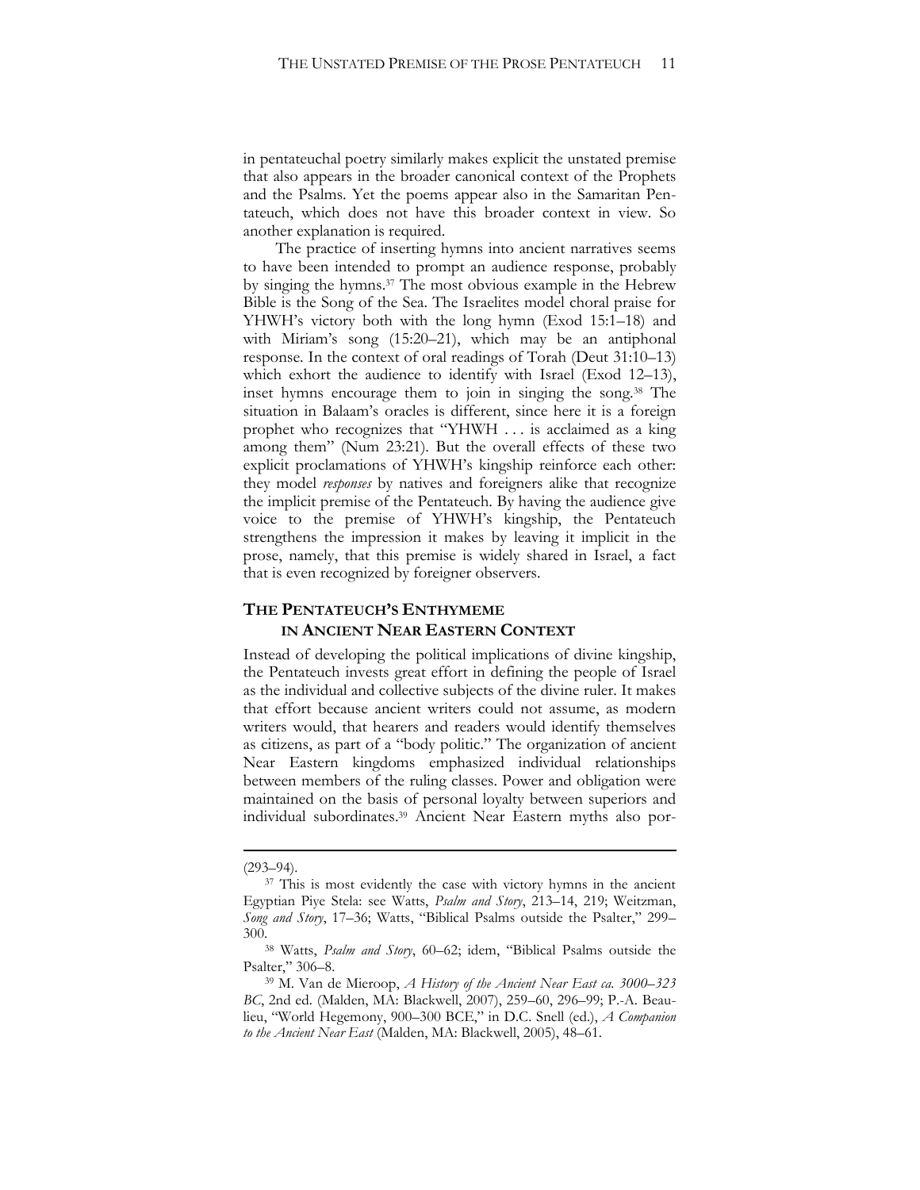in pentateuchal poetry similarly makes explicit the unstated premise that also appears in the broader canonical context of the Prophets and the Psalms. Yet the poems appear also in the Samaritan Pentateuch, which does not have this broader context in view. So another explanation is required.

The practice of inserting hymns into ancient narratives seems to have been intended to prompt an audience response, probably by singing the hymns.[37] The most obvious example in the Hebrew Bible is the Song of the Sea. The Israelites model choral praise for YHWH's victory both with the long hymn (Exod 15:1–18) and with Miriam's song (15:20–21), which may be an antiphonal response. In the context of oral readings of Torah (Deut 31:10–13) which exhort the audience to identify with Israel (Exod 12–13), inset hymns encourage them to join in singing the song.[38] The situation in Balaam's oracles is different, since here it is a foreign prophet who recognizes that "YHWH . . . is acclaimed as a king among them" (Num 23:21). But the overall effects of these two explicit proclamations of YHWH's kingship reinforce each other: they model *responses* by natives and foreigners alike that recognize the implicit premise of the Pentateuch. By having the audience give voice to the premise of YHWH's kingship, the Pentateuch strengthens the impression it makes by leaving it implicit in the prose, namely, that this premise is widely shared in Israel, a fact that is even recognized by foreigner observers.

## THE PENTATEUCH'S ENTHYMEME IN ANCIENT NEAR EASTERN CONTEXT

Instead of developing the political implications of divine kingship, the Pentateuch invests great effort in defining the people of Israel as the individual and collective subjects of the divine ruler. It makes that effort because ancient writers could not assume, as modern writers would, that hearers and readers would identify themselves as citizens, as part of a "body politic." The organization of ancient Near Eastern kingdoms emphasized individual relationships between members of the ruling classes. Power and obligation were maintained on the basis of personal loyalty between superiors and individual subordinates.[39] Ancient Near Eastern myths also por-

---

(293–94).

[37] This is most evidently the case with victory hymns in the ancient Egyptian Piye Stela: see Watts, *Psalm and Story*, 213–14, 219; Weitzman, *Song and Story*, 17–36; Watts, "Biblical Psalms outside the Psalter," 299–300.

[38] Watts, *Psalm and Story*, 60–62; idem, "Biblical Psalms outside the Psalter," 306–8.

[39] M. Van de Mieroop, *A History of the Ancient Near East ca. 3000–323 BC*, 2nd ed. (Malden, MA: Blackwell, 2007), 259–60, 296–99; P.-A. Beaulieu, "World Hegemony, 900–300 BCE," in D.C. Snell (ed.), *A Companion to the Ancient Near East* (Malden, MA: Blackwell, 2005), 48–61.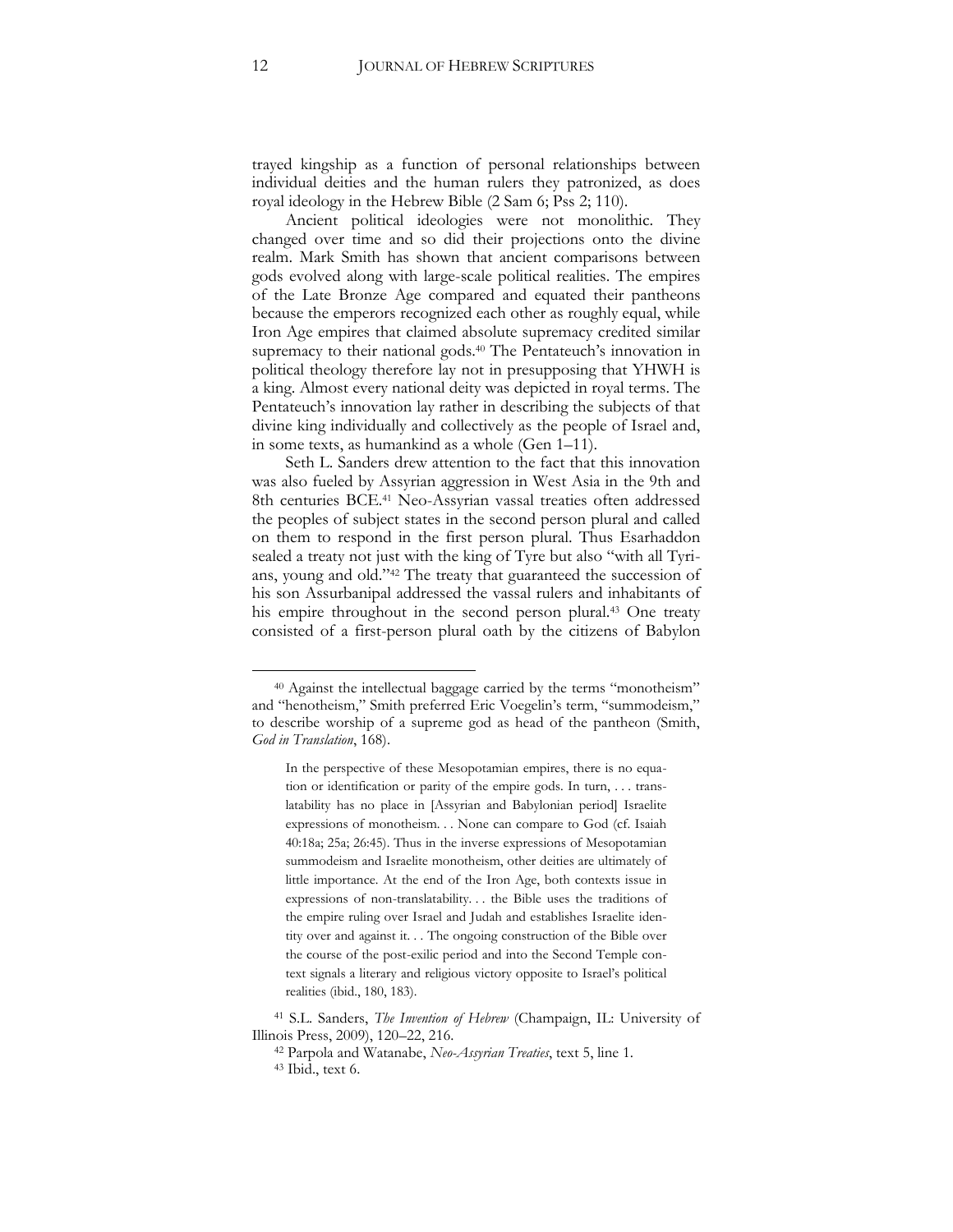trayed kingship as a function of personal relationships between individual deities and the human rulers they patronized, as does royal ideology in the Hebrew Bible (2 Sam 6; Pss 2; 110).

Ancient political ideologies were not monolithic. They changed over time and so did their projections onto the divine realm. Mark Smith has shown that ancient comparisons between gods evolved along with large-scale political realities. The empires of the Late Bronze Age compared and equated their pantheons because the emperors recognized each other as roughly equal, while Iron Age empires that claimed absolute supremacy credited similar supremacy to their national gods.[40] The Pentateuch's innovation in political theology therefore lay not in presupposing that YHWH is a king. Almost every national deity was depicted in royal terms. The Pentateuch's innovation lay rather in describing the subjects of that divine king individually and collectively as the people of Israel and, in some texts, as humankind as a whole (Gen 1–11).

Seth L. Sanders drew attention to the fact that this innovation was also fueled by Assyrian aggression in West Asia in the 9th and 8th centuries BCE.[41] Neo-Assyrian vassal treaties often addressed the peoples of subject states in the second person plural and called on them to respond in the first person plural. Thus Esarhaddon sealed a treaty not just with the king of Tyre but also "with all Tyrians, young and old."[42] The treaty that guaranteed the succession of his son Assurbanipal addressed the vassal rulers and inhabitants of his empire throughout in the second person plural.[43] One treaty consisted of a first-person plural oath by the citizens of Babylon

---

[40] Against the intellectual baggage carried by the terms "monotheism" and "henotheism," Smith preferred Eric Voegelin's term, "summodeism," to describe worship of a supreme god as head of the pantheon (Smith, *God in Translation*, 168).

> In the perspective of these Mesopotamian empires, there is no equation or identification or parity of the empire gods. In turn, . . . translatability has no place in [Assyrian and Babylonian period] Israelite expressions of monotheism. . . None can compare to God (cf. Isaiah 40:18a; 25a; 26:45). Thus in the inverse expressions of Mesopotamian summodeism and Israelite monotheism, other deities are ultimately of little importance. At the end of the Iron Age, both contexts issue in expressions of non-translatability. . . the Bible uses the traditions of the empire ruling over Israel and Judah and establishes Israelite identity over and against it. . . The ongoing construction of the Bible over the course of the post-exilic period and into the Second Temple context signals a literary and religious victory opposite to Israel's political realities (ibid., 180, 183).

[41] S.L. Sanders, *The Invention of Hebrew* (Champaign, IL: University of Illinois Press, 2009), 120–22, 216.

[42] Parpola and Watanabe, *Neo-Assyrian Treaties*, text 5, line 1.

[43] Ibid., text 6.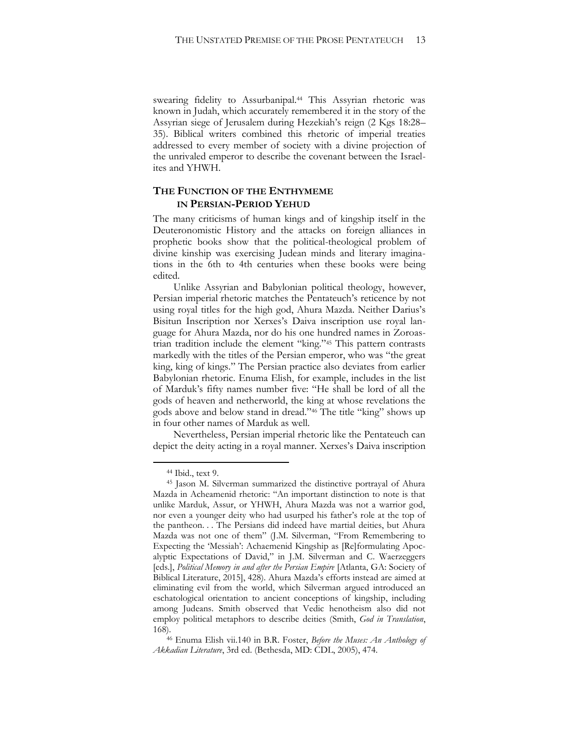swearing fidelity to Assurbanipal.[44] This Assyrian rhetoric was known in Judah, which accurately remembered it in the story of the Assyrian siege of Jerusalem during Hezekiah's reign (2 Kgs 18:28–35). Biblical writers combined this rhetoric of imperial treaties addressed to every member of society with a divine projection of the unrivaled emperor to describe the covenant between the Israelites and YHWH.

## THE FUNCTION OF THE ENTHYMEME IN PERSIAN-PERIOD YEHUD

The many criticisms of human kings and of kingship itself in the Deuteronomistic History and the attacks on foreign alliances in prophetic books show that the political-theological problem of divine kinship was exercising Judean minds and literary imaginations in the 6th to 4th centuries when these books were being edited.

Unlike Assyrian and Babylonian political theology, however, Persian imperial rhetoric matches the Pentateuch's reticence by not using royal titles for the high god, Ahura Mazda. Neither Darius's Bisitun Inscription nor Xerxes's Daiva inscription use royal language for Ahura Mazda, nor do his one hundred names in Zoroastrian tradition include the element "king."[45] This pattern contrasts markedly with the titles of the Persian emperor, who was "the great king, king of kings." The Persian practice also deviates from earlier Babylonian rhetoric. Enuma Elish, for example, includes in the list of Marduk's fifty names number five: "He shall be lord of all the gods of heaven and netherworld, the king at whose revelations the gods above and below stand in dread."[46] The title "king" shows up in four other names of Marduk as well.

Nevertheless, Persian imperial rhetoric like the Pentateuch can depict the deity acting in a royal manner. Xerxes's Daiva inscription

---

[44] Ibid., text 9.

[45] Jason M. Silverman summarized the distinctive portrayal of Ahura Mazda in Acheamenid rhetoric: "An important distinction to note is that unlike Marduk, Assur, or YHWH, Ahura Mazda was not a warrior god, nor even a younger deity who had usurped his father's role at the top of the pantheon. . . The Persians did indeed have martial deities, but Ahura Mazda was not one of them" (J.M. Silverman, "From Remembering to Expecting the 'Messiah': Achaemenid Kingship as [Re]formulating Apocalyptic Expectations of David," in J.M. Silverman and C. Waerzeggers [eds.], *Political Memory in and after the Persian Empire* [Atlanta, GA: Society of Biblical Literature, 2015], 428). Ahura Mazda's efforts instead are aimed at eliminating evil from the world, which Silverman argued introduced an eschatological orientation to ancient conceptions of kingship, including among Judeans. Smith observed that Vedic henotheism also did not employ political metaphors to describe deities (Smith, *God in Translation*, 168).

[46] Enuma Elish vii.140 in B.R. Foster, *Before the Muses: An Anthology of Akkadian Literature*, 3rd ed. (Bethesda, MD: CDL, 2005), 474.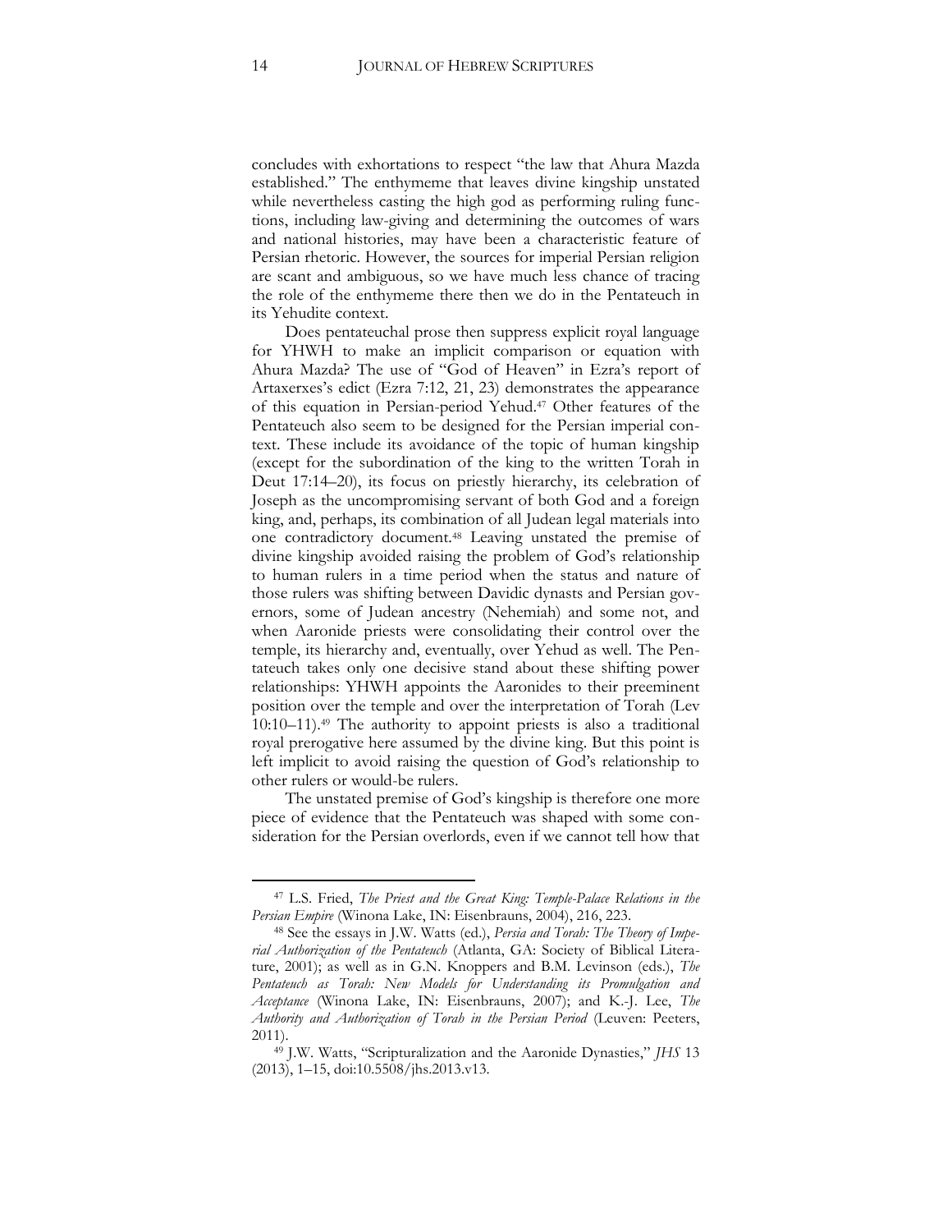concludes with exhortations to respect "the law that Ahura Mazda established." The enthymeme that leaves divine kingship unstated while nevertheless casting the high god as performing ruling functions, including law-giving and determining the outcomes of wars and national histories, may have been a characteristic feature of Persian rhetoric. However, the sources for imperial Persian religion are scant and ambiguous, so we have much less chance of tracing the role of the enthymeme there then we do in the Pentateuch in its Yehudite context.

Does pentateuchal prose then suppress explicit royal language for YHWH to make an implicit comparison or equation with Ahura Mazda? The use of "God of Heaven" in Ezra's report of Artaxerxes's edict (Ezra 7:12, 21, 23) demonstrates the appearance of this equation in Persian-period Yehud.[47] Other features of the Pentateuch also seem to be designed for the Persian imperial context. These include its avoidance of the topic of human kingship (except for the subordination of the king to the written Torah in Deut 17:14–20), its focus on priestly hierarchy, its celebration of Joseph as the uncompromising servant of both God and a foreign king, and, perhaps, its combination of all Judean legal materials into one contradictory document.[48] Leaving unstated the premise of divine kingship avoided raising the problem of God's relationship to human rulers in a time period when the status and nature of those rulers was shifting between Davidic dynasts and Persian governors, some of Judean ancestry (Nehemiah) and some not, and when Aaronide priests were consolidating their control over the temple, its hierarchy and, eventually, over Yehud as well. The Pentateuch takes only one decisive stand about these shifting power relationships: YHWH appoints the Aaronides to their preeminent position over the temple and over the interpretation of Torah (Lev 10:10–11).[49] The authority to appoint priests is also a traditional royal prerogative here assumed by the divine king. But this point is left implicit to avoid raising the question of God's relationship to other rulers or would-be rulers.

The unstated premise of God's kingship is therefore one more piece of evidence that the Pentateuch was shaped with some consideration for the Persian overlords, even if we cannot tell how that

---

[47] L.S. Fried, *The Priest and the Great King: Temple-Palace Relations in the Persian Empire* (Winona Lake, IN: Eisenbrauns, 2004), 216, 223.

[48] See the essays in J.W. Watts (ed.), *Persia and Torah: The Theory of Imperial Authorization of the Pentateuch* (Atlanta, GA: Society of Biblical Literature, 2001); as well as in G.N. Knoppers and B.M. Levinson (eds.), *The Pentateuch as Torah: New Models for Understanding its Promulgation and Acceptance* (Winona Lake, IN: Eisenbrauns, 2007); and K.-J. Lee, *The Authority and Authorization of Torah in the Persian Period* (Leuven: Peeters, 2011).

[49] J.W. Watts, "Scripturalization and the Aaronide Dynasties," *JHS* 13 (2013), 1–15, doi:10.5508/jhs.2013.v13.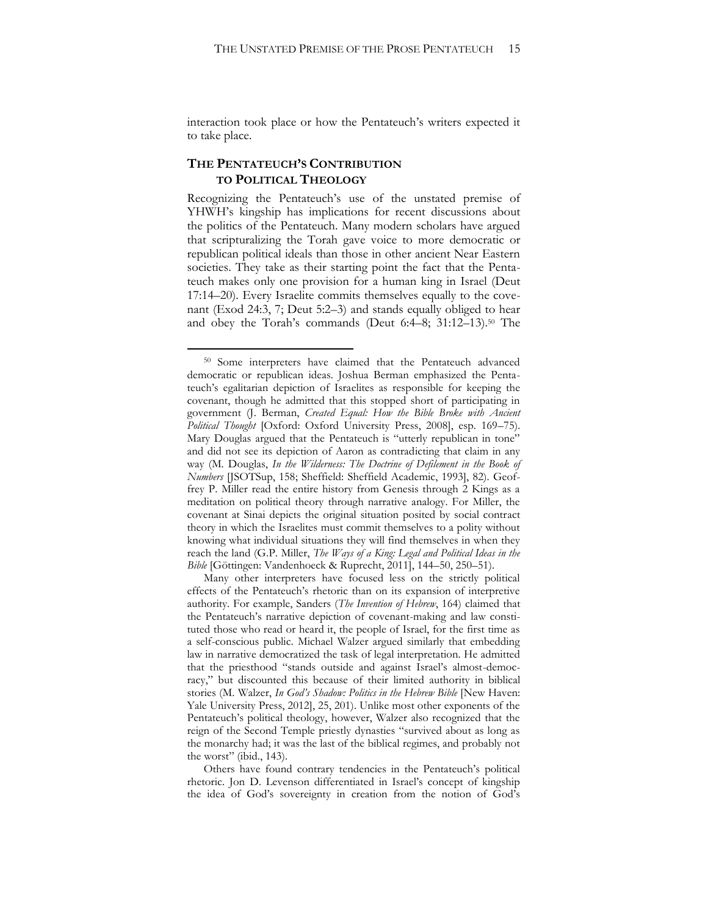interaction took place or how the Pentateuch's writers expected it to take place.

## THE PENTATEUCH'S CONTRIBUTION TO POLITICAL THEOLOGY

Recognizing the Pentateuch's use of the unstated premise of YHWH's kingship has implications for recent discussions about the politics of the Pentateuch. Many modern scholars have argued that scripturalizing the Torah gave voice to more democratic or republican political ideals than those in other ancient Near Eastern societies. They take as their starting point the fact that the Pentateuch makes only one provision for a human king in Israel (Deut 17:14–20). Every Israelite commits themselves equally to the covenant (Exod 24:3, 7; Deut 5:2–3) and stands equally obliged to hear and obey the Torah's commands (Deut 6:4–8; 31:12–13).[50] The

---

[50] Some interpreters have claimed that the Pentateuch advanced democratic or republican ideas. Joshua Berman emphasized the Pentateuch's egalitarian depiction of Israelites as responsible for keeping the covenant, though he admitted that this stopped short of participating in government (J. Berman, *Created Equal: How the Bible Broke with Ancient Political Thought* [Oxford: Oxford University Press, 2008], esp. 169–75). Mary Douglas argued that the Pentateuch is "utterly republican in tone" and did not see its depiction of Aaron as contradicting that claim in any way (M. Douglas, *In the Wilderness: The Doctrine of Defilement in the Book of Numbers* [JSOTSup, 158; Sheffield: Sheffield Academic, 1993], 82). Geoffrey P. Miller read the entire history from Genesis through 2 Kings as a meditation on political theory through narrative analogy. For Miller, the covenant at Sinai depicts the original situation posited by social contract theory in which the Israelites must commit themselves to a polity without knowing what individual situations they will find themselves in when they reach the land (G.P. Miller, *The Ways of a King: Legal and Political Ideas in the Bible* [Göttingen: Vandenhoeck & Ruprecht, 2011], 144–50, 250–51).

Many other interpreters have focused less on the strictly political effects of the Pentateuch's rhetoric than on its expansion of interpretive authority. For example, Sanders (*The Invention of Hebrew*, 164) claimed that the Pentateuch's narrative depiction of covenant-making and law constituted those who read or heard it, the people of Israel, for the first time as a self-conscious public. Michael Walzer argued similarly that embedding law in narrative democratized the task of legal interpretation. He admitted that the priesthood "stands outside and against Israel's almost-democracy," but discounted this because of their limited authority in biblical stories (M. Walzer, *In God's Shadow: Politics in the Hebrew Bible* [New Haven: Yale University Press, 2012], 25, 201). Unlike most other exponents of the Pentateuch's political theology, however, Walzer also recognized that the reign of the Second Temple priestly dynasties "survived about as long as the monarchy had; it was the last of the biblical regimes, and probably not the worst" (ibid., 143).

Others have found contrary tendencies in the Pentateuch's political rhetoric. Jon D. Levenson differentiated in Israel's concept of kingship the idea of God's sovereignty in creation from the notion of God's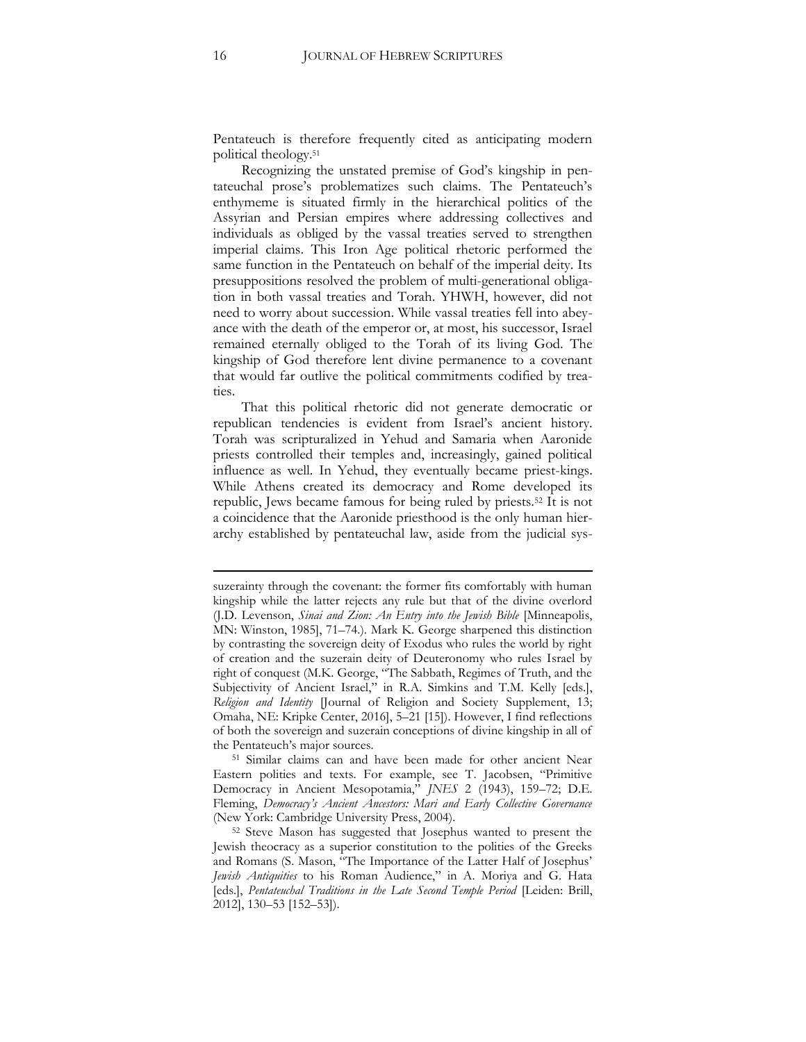Pentateuch is therefore frequently cited as anticipating modern political theology.[51]

Recognizing the unstated premise of God's kingship in pentateuchal prose's problematizes such claims. The Pentateuch's enthymeme is situated firmly in the hierarchical politics of the Assyrian and Persian empires where addressing collectives and individuals as obliged by the vassal treaties served to strengthen imperial claims. This Iron Age political rhetoric performed the same function in the Pentateuch on behalf of the imperial deity. Its presuppositions resolved the problem of multi-generational obligation in both vassal treaties and Torah. YHWH, however, did not need to worry about succession. While vassal treaties fell into abeyance with the death of the emperor or, at most, his successor, Israel remained eternally obliged to the Torah of its living God. The kingship of God therefore lent divine permanence to a covenant that would far outlive the political commitments codified by treaties.

That this political rhetoric did not generate democratic or republican tendencies is evident from Israel's ancient history. Torah was scripturalized in Yehud and Samaria when Aaronide priests controlled their temples and, increasingly, gained political influence as well. In Yehud, they eventually became priest-kings. While Athens created its democracy and Rome developed its republic, Jews became famous for being ruled by priests.[52] It is not a coincidence that the Aaronide priesthood is the only human hierarchy established by pentateuchal law, aside from the judicial sys-

---

suzerainty through the covenant: the former fits comfortably with human kingship while the latter rejects any rule but that of the divine overlord (J.D. Levenson, *Sinai and Zion: An Entry into the Jewish Bible* [Minneapolis, MN: Winston, 1985], 71–74.). Mark K. George sharpened this distinction by contrasting the sovereign deity of Exodus who rules the world by right of creation and the suzerain deity of Deuteronomy who rules Israel by right of conquest (M.K. George, "The Sabbath, Regimes of Truth, and the Subjectivity of Ancient Israel," in R.A. Simkins and T.M. Kelly [eds.], *Religion and Identity* [Journal of Religion and Society Supplement, 13; Omaha, NE: Kripke Center, 2016], 5–21 [15]). However, I find reflections of both the sovereign and suzerain conceptions of divine kingship in all of the Pentateuch's major sources.

[51] Similar claims can and have been made for other ancient Near Eastern polities and texts. For example, see T. Jacobsen, "Primitive Democracy in Ancient Mesopotamia," *JNES* 2 (1943), 159–72; D.E. Fleming, *Democracy's Ancient Ancestors: Mari and Early Collective Governance* (New York: Cambridge University Press, 2004).

[52] Steve Mason has suggested that Josephus wanted to present the Jewish theocracy as a superior constitution to the polities of the Greeks and Romans (S. Mason, "The Importance of the Latter Half of Josephus' *Jewish Antiquities* to his Roman Audience," in A. Moriya and G. Hata [eds.], *Pentateuchal Traditions in the Late Second Temple Period* [Leiden: Brill, 2012], 130–53 [152–53]).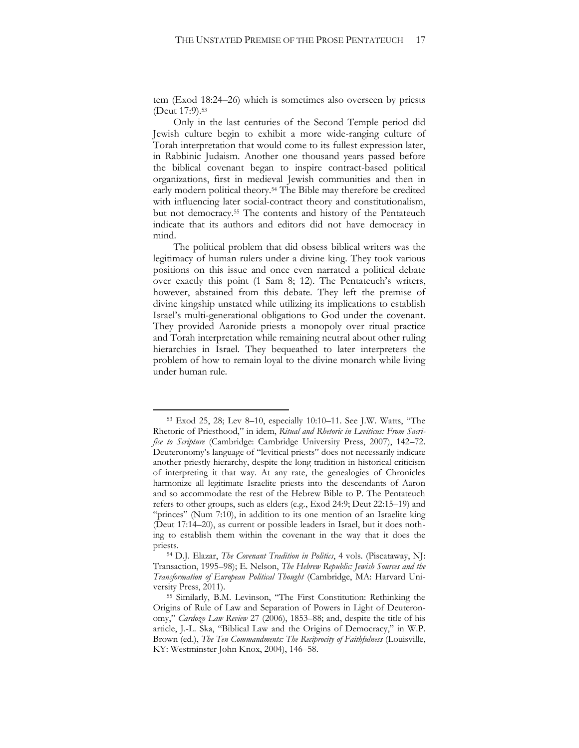tem (Exod 18:24–26) which is sometimes also overseen by priests (Deut 17:9).[53]

Only in the last centuries of the Second Temple period did Jewish culture begin to exhibit a more wide-ranging culture of Torah interpretation that would come to its fullest expression later, in Rabbinic Judaism. Another one thousand years passed before the biblical covenant began to inspire contract-based political organizations, first in medieval Jewish communities and then in early modern political theory.[54] The Bible may therefore be credited with influencing later social-contract theory and constitutionalism, but not democracy.[55] The contents and history of the Pentateuch indicate that its authors and editors did not have democracy in mind.

The political problem that did obsess biblical writers was the legitimacy of human rulers under a divine king. They took various positions on this issue and once even narrated a political debate over exactly this point (1 Sam 8; 12). The Pentateuch's writers, however, abstained from this debate. They left the premise of divine kingship unstated while utilizing its implications to establish Israel's multi-generational obligations to God under the covenant. They provided Aaronide priests a monopoly over ritual practice and Torah interpretation while remaining neutral about other ruling hierarchies in Israel. They bequeathed to later interpreters the problem of how to remain loyal to the divine monarch while living under human rule.

---

[53] Exod 25, 28; Lev 8–10, especially 10:10–11. See J.W. Watts, "The Rhetoric of Priesthood," in idem, *Ritual and Rhetoric in Leviticus: From Sacrifice to Scripture* (Cambridge: Cambridge University Press, 2007), 142–72. Deuteronomy's language of "levitical priests" does not necessarily indicate another priestly hierarchy, despite the long tradition in historical criticism of interpreting it that way. At any rate, the genealogies of Chronicles harmonize all legitimate Israelite priests into the descendants of Aaron and so accommodate the rest of the Hebrew Bible to P. The Pentateuch refers to other groups, such as elders (e.g., Exod 24:9; Deut 22:15–19) and "princes" (Num 7:10), in addition to its one mention of an Israelite king (Deut 17:14–20), as current or possible leaders in Israel, but it does nothing to establish them within the covenant in the way that it does the priests.

[54] D.J. Elazar, *The Covenant Tradition in Politics*, 4 vols. (Piscataway, NJ: Transaction, 1995–98); E. Nelson, *The Hebrew Republic: Jewish Sources and the Transformation of European Political Thought* (Cambridge, MA: Harvard University Press, 2011).

[55] Similarly, B.M. Levinson, "The First Constitution: Rethinking the Origins of Rule of Law and Separation of Powers in Light of Deuteronomy," *Cardozo Law Review* 27 (2006), 1853–88; and, despite the title of his article, J.-L. Ska, "Biblical Law and the Origins of Democracy," in W.P. Brown (ed.), *The Ten Commandments: The Reciprocity of Faithfulness* (Louisville, KY: Westminster John Knox, 2004), 146–58.